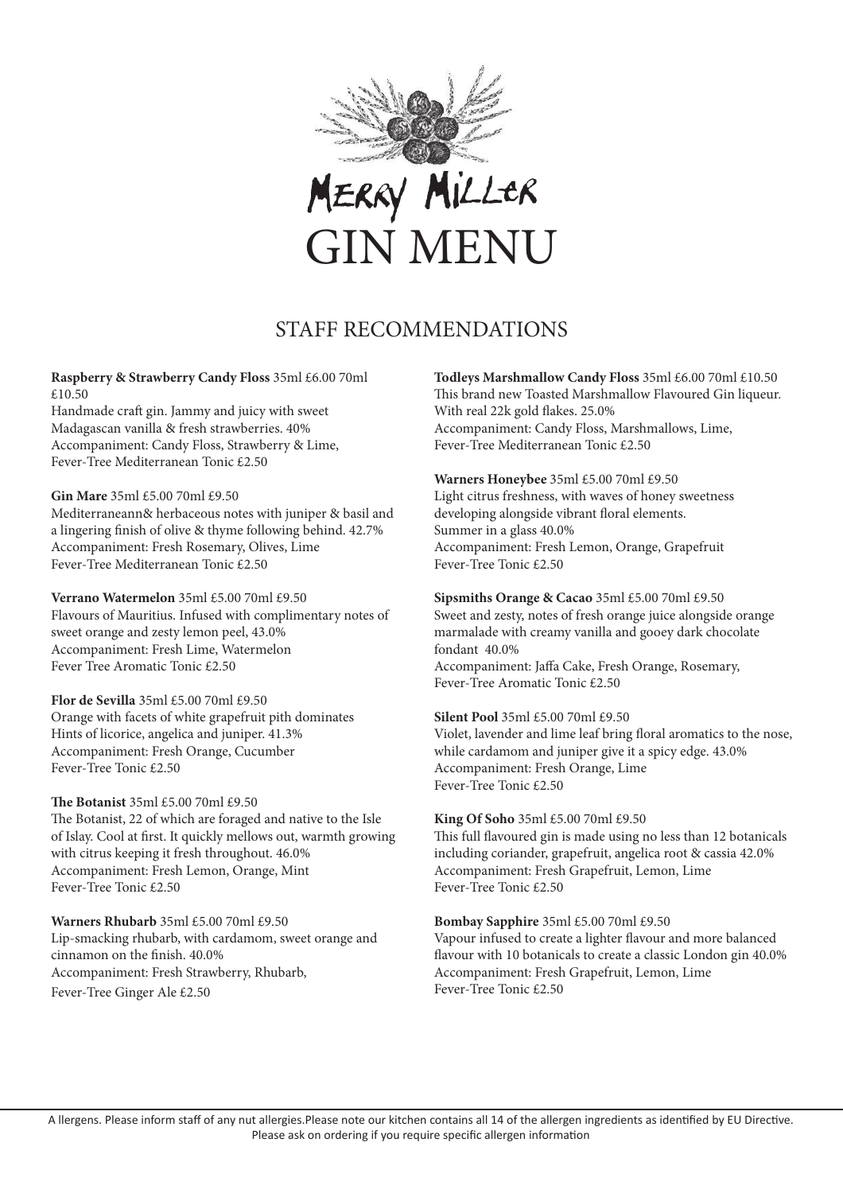# Merry Miller

# GIN MENU

## STAFF RECOMMENDATIONS

**Raspberry & Strawberry Candy Floss** 35ml £6.00 70ml £10.50
Handmade craft gin. Jammy and juicy with sweet Madagascan vanilla & fresh strawberries. 40%
Accompaniment: Candy Floss, Strawberry & Lime,
Fever-Tree Mediterranean Tonic £2.50

**Gin Mare** 35ml £5.00 70ml £9.50
Mediterraneann& herbaceous notes with juniper & basil and a lingering finish of olive & thyme following behind. 42.7%
Accompaniment: Fresh Rosemary, Olives, Lime
Fever-Tree Mediterranean Tonic £2.50

**Verrano Watermelon** 35ml £5.00 70ml £9.50
Flavours of Mauritius. Infused with complimentary notes of sweet orange and zesty lemon peel, 43.0%
Accompaniment: Fresh Lime, Watermelon
Fever Tree Aromatic Tonic £2.50

**Flor de Sevilla** 35ml £5.00 70ml £9.50
Orange with facets of white grapefruit pith dominates
Hints of licorice, angelica and juniper. 41.3%
Accompaniment: Fresh Orange, Cucumber
Fever-Tree Tonic £2.50

**The Botanist** 35ml £5.00 70ml £9.50
The Botanist, 22 of which are foraged and native to the Isle of Islay. Cool at first. It quickly mellows out, warmth growing with citrus keeping it fresh throughout. 46.0%
Accompaniment: Fresh Lemon, Orange, Mint
Fever-Tree Tonic £2.50

**Warners Rhubarb** 35ml £5.00 70ml £9.50
Lip-smacking rhubarb, with cardamom, sweet orange and cinnamon on the finish. 40.0%
Accompaniment: Fresh Strawberry, Rhubarb,
Fever-Tree Ginger Ale £2.50

**Todleys Marshmallow Candy Floss** 35ml £6.00 70ml £10.50
This brand new Toasted Marshmallow Flavoured Gin liqueur. With real 22k gold flakes. 25.0%
Accompaniment: Candy Floss, Marshmallows, Lime,
Fever-Tree Mediterranean Tonic £2.50

**Warners Honeybee** 35ml £5.00 70ml £9.50
Light citrus freshness, with waves of honey sweetness developing alongside vibrant floral elements.
Summer in a glass 40.0%
Accompaniment: Fresh Lemon, Orange, Grapefruit
Fever-Tree Tonic £2.50

**Sipsmiths Orange & Cacao** 35ml £5.00 70ml £9.50
Sweet and zesty, notes of fresh orange juice alongside orange marmalade with creamy vanilla and gooey dark chocolate fondant 40.0%
Accompaniment: Jaffa Cake, Fresh Orange, Rosemary,
Fever-Tree Aromatic Tonic £2.50

**Silent Pool** 35ml £5.00 70ml £9.50
Violet, lavender and lime leaf bring floral aromatics to the nose, while cardamom and juniper give it a spicy edge. 43.0%
Accompaniment: Fresh Orange, Lime
Fever-Tree Tonic £2.50

**King Of Soho** 35ml £5.00 70ml £9.50
This full flavoured gin is made using no less than 12 botanicals including coriander, grapefruit, angelica root & cassia 42.0%
Accompaniment: Fresh Grapefruit, Lemon, Lime
Fever-Tree Tonic £2.50

**Bombay Sapphire** 35ml £5.00 70ml £9.50
Vapour infused to create a lighter flavour and more balanced flavour with 10 botanicals to create a classic London gin 40.0%
Accompaniment: Fresh Grapefruit, Lemon, Lime
Fever-Tree Tonic £2.50

A llergens. Please inform staff of any nut allergies.Please note our kitchen contains all 14 of the allergen ingredients as identified by EU Directive. Please ask on ordering if you require specific allergen information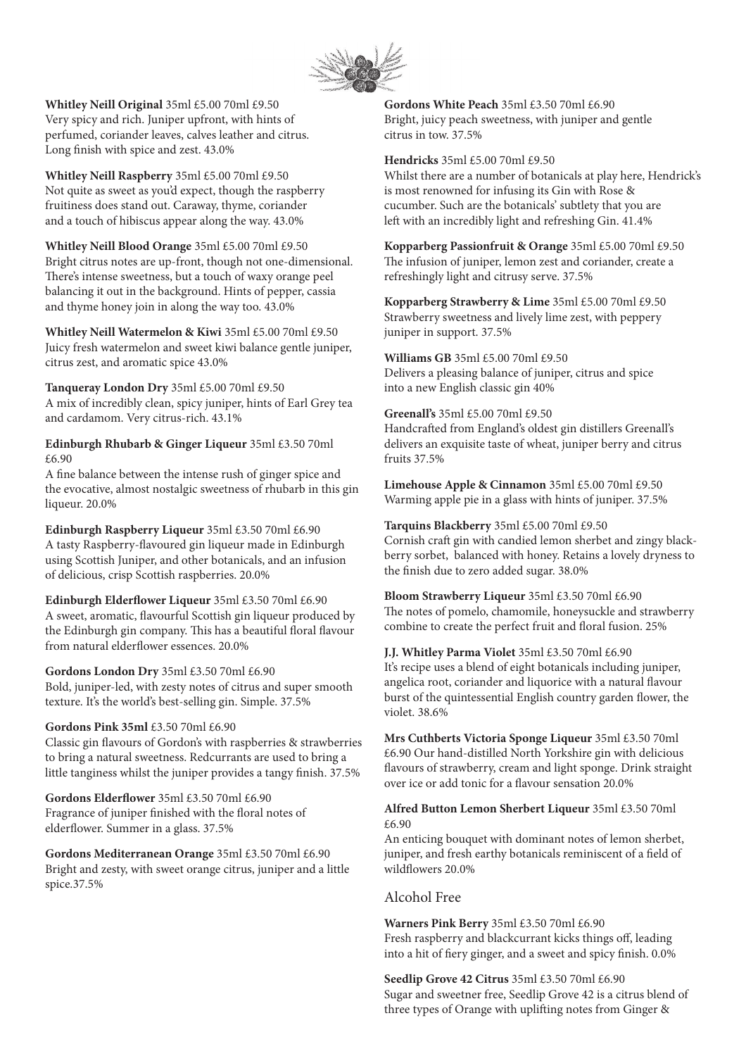**Whitley Neill Original** 35ml £5.00 70ml £9.50
Very spicy and rich. Juniper upfront, with hints of perfumed, coriander leaves, calves leather and citrus. Long finish with spice and zest. 43.0%

**Whitley Neill Raspberry** 35ml £5.00 70ml £9.50
Not quite as sweet as you'd expect, though the raspberry fruitiness does stand out. Caraway, thyme, coriander and a touch of hibiscus appear along the way. 43.0%

**Whitley Neill Blood Orange** 35ml £5.00 70ml £9.50
Bright citrus notes are up-front, though not one-dimensional. There's intense sweetness, but a touch of waxy orange peel balancing it out in the background. Hints of pepper, cassia and thyme honey join in along the way too. 43.0%

**Whitley Neill Watermelon & Kiwi** 35ml £5.00 70ml £9.50
Juicy fresh watermelon and sweet kiwi balance gentle juniper, citrus zest, and aromatic spice 43.0%

**Tanqueray London Dry** 35ml £5.00 70ml £9.50
A mix of incredibly clean, spicy juniper, hints of Earl Grey tea and cardamom. Very citrus-rich. 43.1%

**Edinburgh Rhubarb & Ginger Liqueur** 35ml £3.50 70ml £6.90
A fine balance between the intense rush of ginger spice and the evocative, almost nostalgic sweetness of rhubarb in this gin liqueur. 20.0%

**Edinburgh Raspberry Liqueur** 35ml £3.50 70ml £6.90
A tasty Raspberry-flavoured gin liqueur made in Edinburgh using Scottish Juniper, and other botanicals, and an infusion of delicious, crisp Scottish raspberries. 20.0%

**Edinburgh Elderflower Liqueur** 35ml £3.50 70ml £6.90
A sweet, aromatic, flavourful Scottish gin liqueur produced by the Edinburgh gin company. This has a beautiful floral flavour from natural elderflower essences. 20.0%

**Gordons London Dry** 35ml £3.50 70ml £6.90
Bold, juniper-led, with zesty notes of citrus and super smooth texture. It's the world's best-selling gin. Simple. 37.5%

**Gordons Pink 35ml** £3.50 70ml £6.90
Classic gin flavours of Gordon's with raspberries & strawberries to bring a natural sweetness. Redcurrants are used to bring a little tanginess whilst the juniper provides a tangy finish. 37.5%

**Gordons Elderflower** 35ml £3.50 70ml £6.90
Fragrance of juniper finished with the floral notes of elderflower. Summer in a glass. 37.5%

**Gordons Mediterranean Orange** 35ml £3.50 70ml £6.90
Bright and zesty, with sweet orange citrus, juniper and a little spice.37.5%

**Gordons White Peach** 35ml £3.50 70ml £6.90
Bright, juicy peach sweetness, with juniper and gentle citrus in tow. 37.5%

**Hendricks** 35ml £5.00 70ml £9.50
Whilst there are a number of botanicals at play here, Hendrick's is most renowned for infusing its Gin with Rose & cucumber. Such are the botanicals' subtlety that you are left with an incredibly light and refreshing Gin. 41.4%

**Kopparberg Passionfruit & Orange** 35ml £5.00 70ml £9.50
The infusion of juniper, lemon zest and coriander, create a refreshingly light and citrusy serve. 37.5%

**Kopparberg Strawberry & Lime** 35ml £5.00 70ml £9.50
Strawberry sweetness and lively lime zest, with peppery juniper in support. 37.5%

**Williams GB** 35ml £5.00 70ml £9.50
Delivers a pleasing balance of juniper, citrus and spice into a new English classic gin 40%

**Greenall's** 35ml £5.00 70ml £9.50
Handcrafted from England's oldest gin distillers Greenall's delivers an exquisite taste of wheat, juniper berry and citrus fruits 37.5%

**Limehouse Apple & Cinnamon** 35ml £5.00 70ml £9.50
Warming apple pie in a glass with hints of juniper. 37.5%

**Tarquins Blackberry** 35ml £5.00 70ml £9.50
Cornish craft gin with candied lemon sherbet and zingy blackberry sorbet, balanced with honey. Retains a lovely dryness to the finish due to zero added sugar. 38.0%

**Bloom Strawberry Liqueur** 35ml £3.50 70ml £6.90
The notes of pomelo, chamomile, honeysuckle and strawberry combine to create the perfect fruit and floral fusion. 25%

**J.J. Whitley Parma Violet** 35ml £3.50 70ml £6.90
It's recipe uses a blend of eight botanicals including juniper, angelica root, coriander and liquorice with a natural flavour burst of the quintessential English country garden flower, the violet. 38.6%

**Mrs Cuthberts Victoria Sponge Liqueur** 35ml £3.50 70ml £6.90 Our hand-distilled North Yorkshire gin with delicious flavours of strawberry, cream and light sponge. Drink straight over ice or add tonic for a flavour sensation 20.0%

**Alfred Button Lemon Sherbert Liqueur** 35ml £3.50 70ml £6.90
An enticing bouquet with dominant notes of lemon sherbet, juniper, and fresh earthy botanicals reminiscent of a field of wildflowers 20.0%

## Alcohol Free

**Warners Pink Berry** 35ml £3.50 70ml £6.90
Fresh raspberry and blackcurrant kicks things off, leading into a hit of fiery ginger, and a sweet and spicy finish. 0.0%

**Seedlip Grove 42 Citrus** 35ml £3.50 70ml £6.90
Sugar and sweetner free, Seedlip Grove 42 is a citrus blend of three types of Orange with uplifting notes from Ginger &